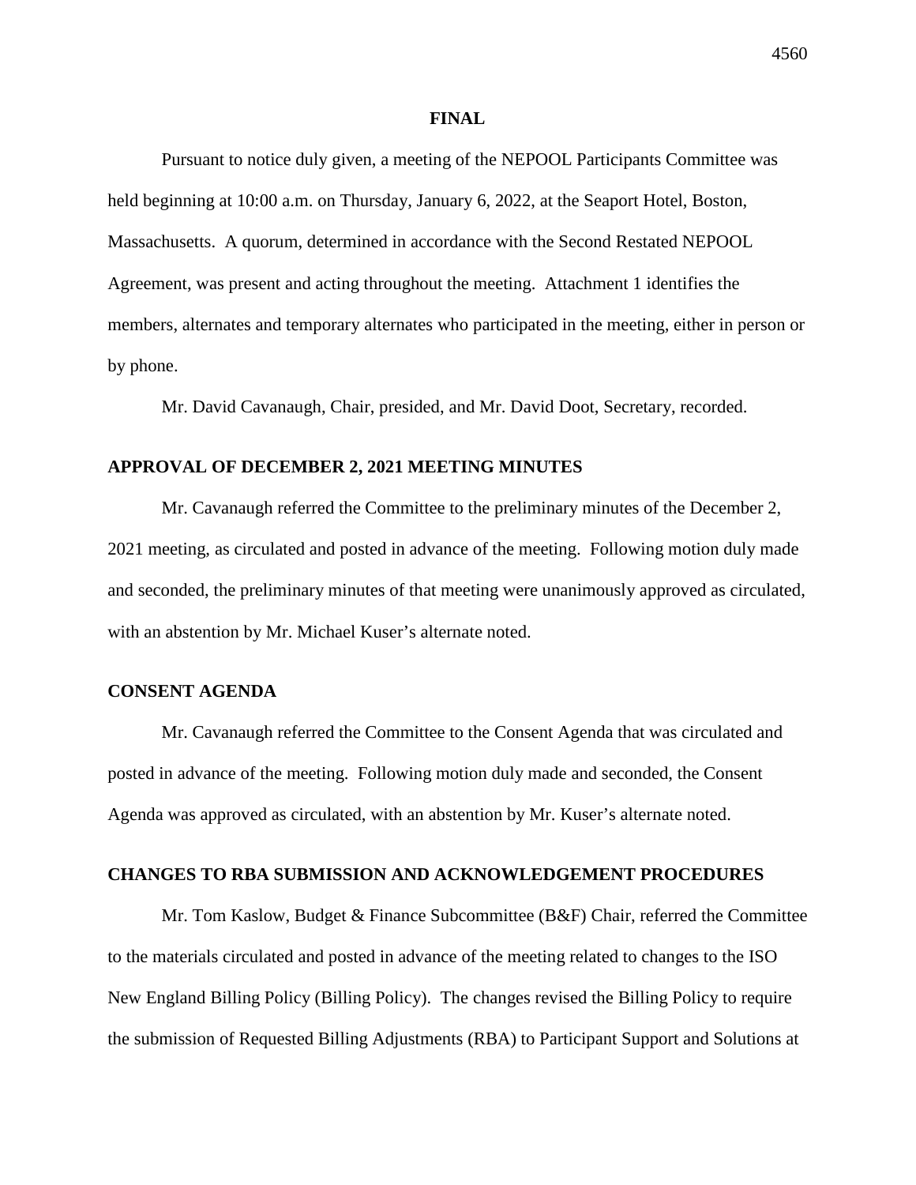**FINAL**

Pursuant to notice duly given, a meeting of the NEPOOL Participants Committee was held beginning at 10:00 a.m. on Thursday, January 6, 2022, at the Seaport Hotel, Boston, Massachusetts. A quorum, determined in accordance with the Second Restated NEPOOL Agreement, was present and acting throughout the meeting. Attachment 1 identifies the members, alternates and temporary alternates who participated in the meeting, either in person or by phone.

Mr. David Cavanaugh, Chair, presided, and Mr. David Doot, Secretary, recorded.

## APPROVAL OF DECEMBER 2, 2021 MEETING MINUTES

Mr. Cavanaugh referred the Committee to the preliminary minutes of the December 2, 2021 meeting, as circulated and posted in advance of the meeting. Following motion duly made and seconded, the preliminary minutes of that meeting were unanimously approved as circulated, with an abstention by Mr. Michael Kuser's alternate noted.

## CONSENT AGENDA

Mr. Cavanaugh referred the Committee to the Consent Agenda that was circulated and posted in advance of the meeting. Following motion duly made and seconded, the Consent Agenda was approved as circulated, with an abstention by Mr. Kuser's alternate noted.

## CHANGES TO RBA SUBMISSION AND ACKNOWLEDGEMENT PROCEDURES

Mr. Tom Kaslow, Budget & Finance Subcommittee (B&F) Chair, referred the Committee to the materials circulated and posted in advance of the meeting related to changes to the ISO New England Billing Policy (Billing Policy). The changes revised the Billing Policy to require the submission of Requested Billing Adjustments (RBA) to Participant Support and Solutions at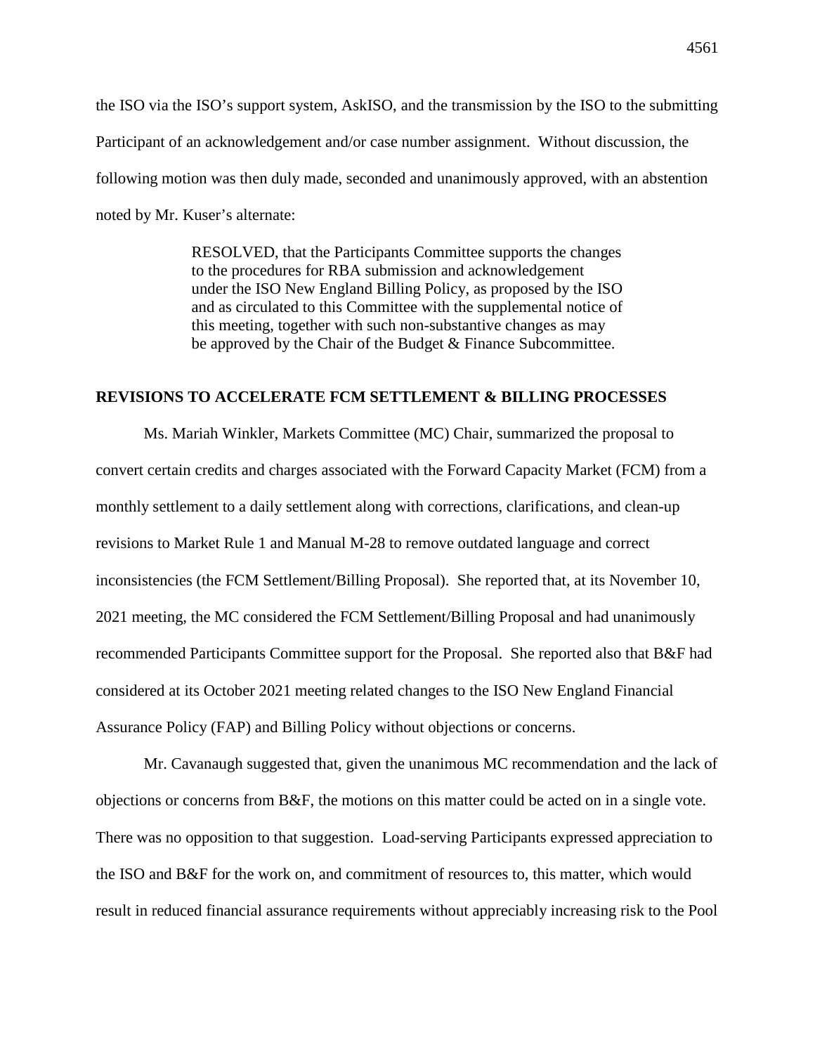the ISO via the ISO's support system, AskISO, and the transmission by the ISO to the submitting Participant of an acknowledgement and/or case number assignment. Without discussion, the following motion was then duly made, seconded and unanimously approved, with an abstention noted by Mr. Kuser's alternate:

> RESOLVED, that the Participants Committee supports the changes to the procedures for RBA submission and acknowledgement under the ISO New England Billing Policy, as proposed by the ISO and as circulated to this Committee with the supplemental notice of this meeting, together with such non-substantive changes as may be approved by the Chair of the Budget & Finance Subcommittee.

**REVISIONS TO ACCELERATE FCM SETTLEMENT & BILLING PROCESSES**

Ms. Mariah Winkler, Markets Committee (MC) Chair, summarized the proposal to convert certain credits and charges associated with the Forward Capacity Market (FCM) from a monthly settlement to a daily settlement along with corrections, clarifications, and clean-up revisions to Market Rule 1 and Manual M-28 to remove outdated language and correct inconsistencies (the FCM Settlement/Billing Proposal). She reported that, at its November 10, 2021 meeting, the MC considered the FCM Settlement/Billing Proposal and had unanimously recommended Participants Committee support for the Proposal. She reported also that B&F had considered at its October 2021 meeting related changes to the ISO New England Financial Assurance Policy (FAP) and Billing Policy without objections or concerns.

Mr. Cavanaugh suggested that, given the unanimous MC recommendation and the lack of objections or concerns from B&F, the motions on this matter could be acted on in a single vote. There was no opposition to that suggestion. Load-serving Participants expressed appreciation to the ISO and B&F for the work on, and commitment of resources to, this matter, which would result in reduced financial assurance requirements without appreciably increasing risk to the Pool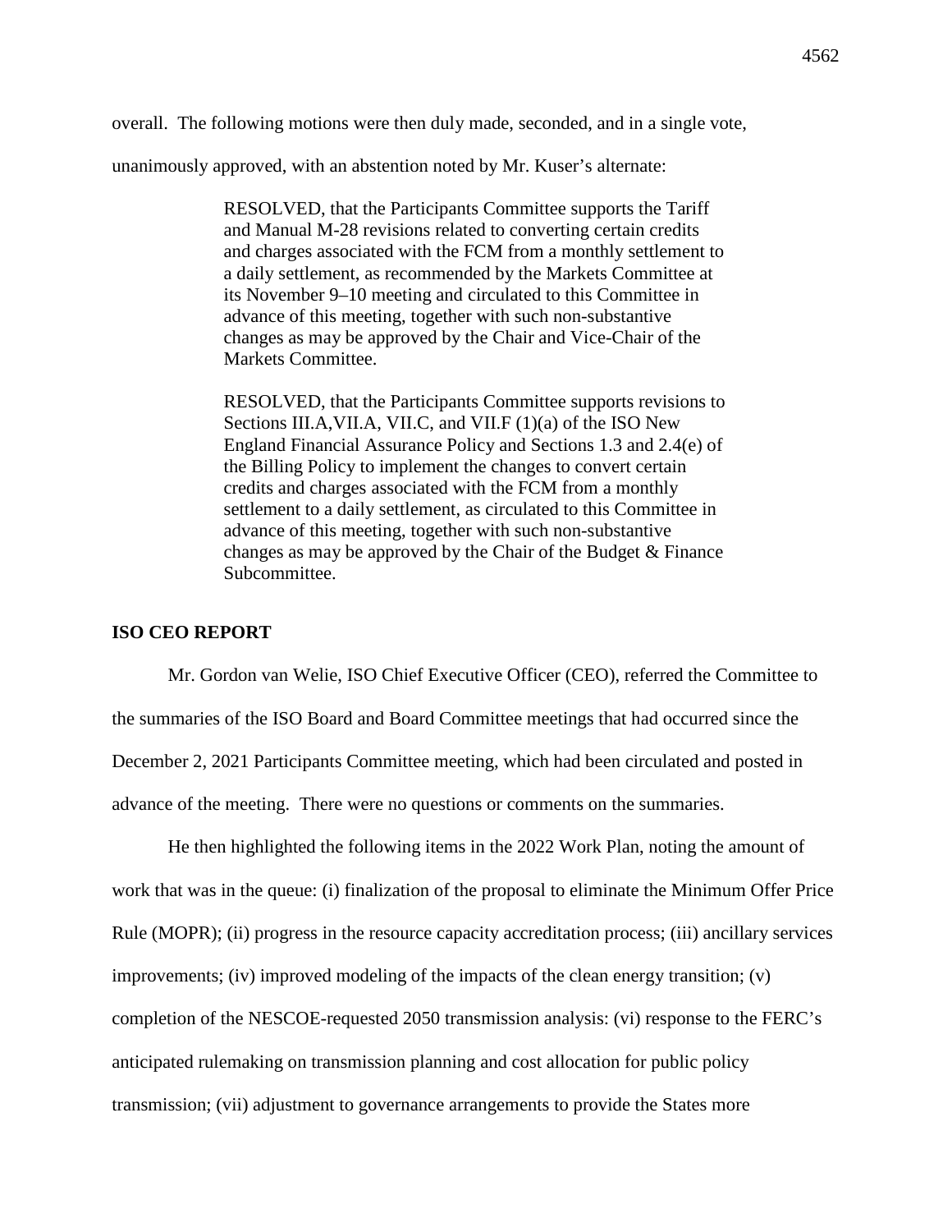overall. The following motions were then duly made, seconded, and in a single vote, unanimously approved, with an abstention noted by Mr. Kuser's alternate:

> RESOLVED, that the Participants Committee supports the Tariff and Manual M-28 revisions related to converting certain credits and charges associated with the FCM from a monthly settlement to a daily settlement, as recommended by the Markets Committee at its November 9–10 meeting and circulated to this Committee in advance of this meeting, together with such non-substantive changes as may be approved by the Chair and Vice-Chair of the Markets Committee.
>
> RESOLVED, that the Participants Committee supports revisions to Sections III.A,VII.A, VII.C, and VII.F (1)(a) of the ISO New England Financial Assurance Policy and Sections 1.3 and 2.4(e) of the Billing Policy to implement the changes to convert certain credits and charges associated with the FCM from a monthly settlement to a daily settlement, as circulated to this Committee in advance of this meeting, together with such non-substantive changes as may be approved by the Chair of the Budget & Finance Subcommittee.

## ISO CEO REPORT

Mr. Gordon van Welie, ISO Chief Executive Officer (CEO), referred the Committee to the summaries of the ISO Board and Board Committee meetings that had occurred since the December 2, 2021 Participants Committee meeting, which had been circulated and posted in advance of the meeting. There were no questions or comments on the summaries.

He then highlighted the following items in the 2022 Work Plan, noting the amount of work that was in the queue: (i) finalization of the proposal to eliminate the Minimum Offer Price Rule (MOPR); (ii) progress in the resource capacity accreditation process; (iii) ancillary services improvements; (iv) improved modeling of the impacts of the clean energy transition; (v) completion of the NESCOE-requested 2050 transmission analysis: (vi) response to the FERC's anticipated rulemaking on transmission planning and cost allocation for public policy transmission; (vii) adjustment to governance arrangements to provide the States more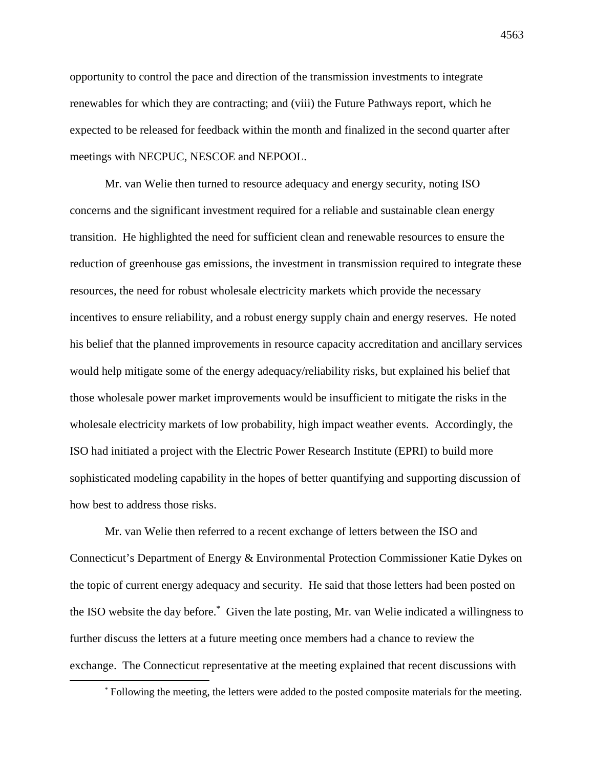opportunity to control the pace and direction of the transmission investments to integrate renewables for which they are contracting; and (viii) the Future Pathways report, which he expected to be released for feedback within the month and finalized in the second quarter after meetings with NECPUC, NESCOE and NEPOOL.

Mr. van Welie then turned to resource adequacy and energy security, noting ISO concerns and the significant investment required for a reliable and sustainable clean energy transition. He highlighted the need for sufficient clean and renewable resources to ensure the reduction of greenhouse gas emissions, the investment in transmission required to integrate these resources, the need for robust wholesale electricity markets which provide the necessary incentives to ensure reliability, and a robust energy supply chain and energy reserves. He noted his belief that the planned improvements in resource capacity accreditation and ancillary services would help mitigate some of the energy adequacy/reliability risks, but explained his belief that those wholesale power market improvements would be insufficient to mitigate the risks in the wholesale electricity markets of low probability, high impact weather events. Accordingly, the ISO had initiated a project with the Electric Power Research Institute (EPRI) to build more sophisticated modeling capability in the hopes of better quantifying and supporting discussion of how best to address those risks.

Mr. van Welie then referred to a recent exchange of letters between the ISO and Connecticut's Department of Energy & Environmental Protection Commissioner Katie Dykes on the topic of current energy adequacy and security. He said that those letters had been posted on the ISO website the day before.[*] Given the late posting, Mr. van Welie indicated a willingness to further discuss the letters at a future meeting once members had a chance to review the exchange. The Connecticut representative at the meeting explained that recent discussions with

[*] Following the meeting, the letters were added to the posted composite materials for the meeting.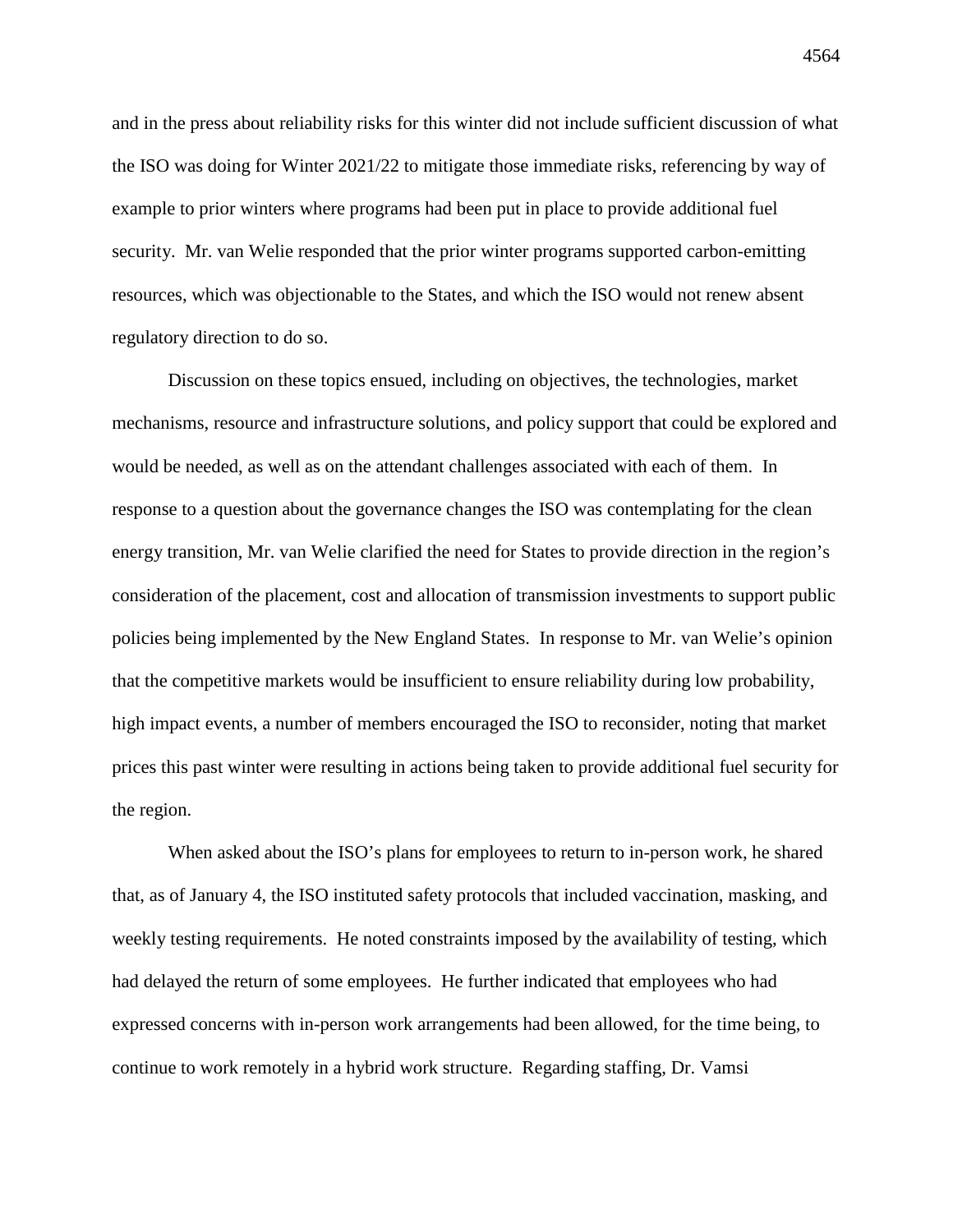and in the press about reliability risks for this winter did not include sufficient discussion of what the ISO was doing for Winter 2021/22 to mitigate those immediate risks, referencing by way of example to prior winters where programs had been put in place to provide additional fuel security. Mr. van Welie responded that the prior winter programs supported carbon-emitting resources, which was objectionable to the States, and which the ISO would not renew absent regulatory direction to do so.

Discussion on these topics ensued, including on objectives, the technologies, market mechanisms, resource and infrastructure solutions, and policy support that could be explored and would be needed, as well as on the attendant challenges associated with each of them. In response to a question about the governance changes the ISO was contemplating for the clean energy transition, Mr. van Welie clarified the need for States to provide direction in the region's consideration of the placement, cost and allocation of transmission investments to support public policies being implemented by the New England States. In response to Mr. van Welie's opinion that the competitive markets would be insufficient to ensure reliability during low probability, high impact events, a number of members encouraged the ISO to reconsider, noting that market prices this past winter were resulting in actions being taken to provide additional fuel security for the region.

When asked about the ISO's plans for employees to return to in-person work, he shared that, as of January 4, the ISO instituted safety protocols that included vaccination, masking, and weekly testing requirements. He noted constraints imposed by the availability of testing, which had delayed the return of some employees. He further indicated that employees who had expressed concerns with in-person work arrangements had been allowed, for the time being, to continue to work remotely in a hybrid work structure. Regarding staffing, Dr. Vamsi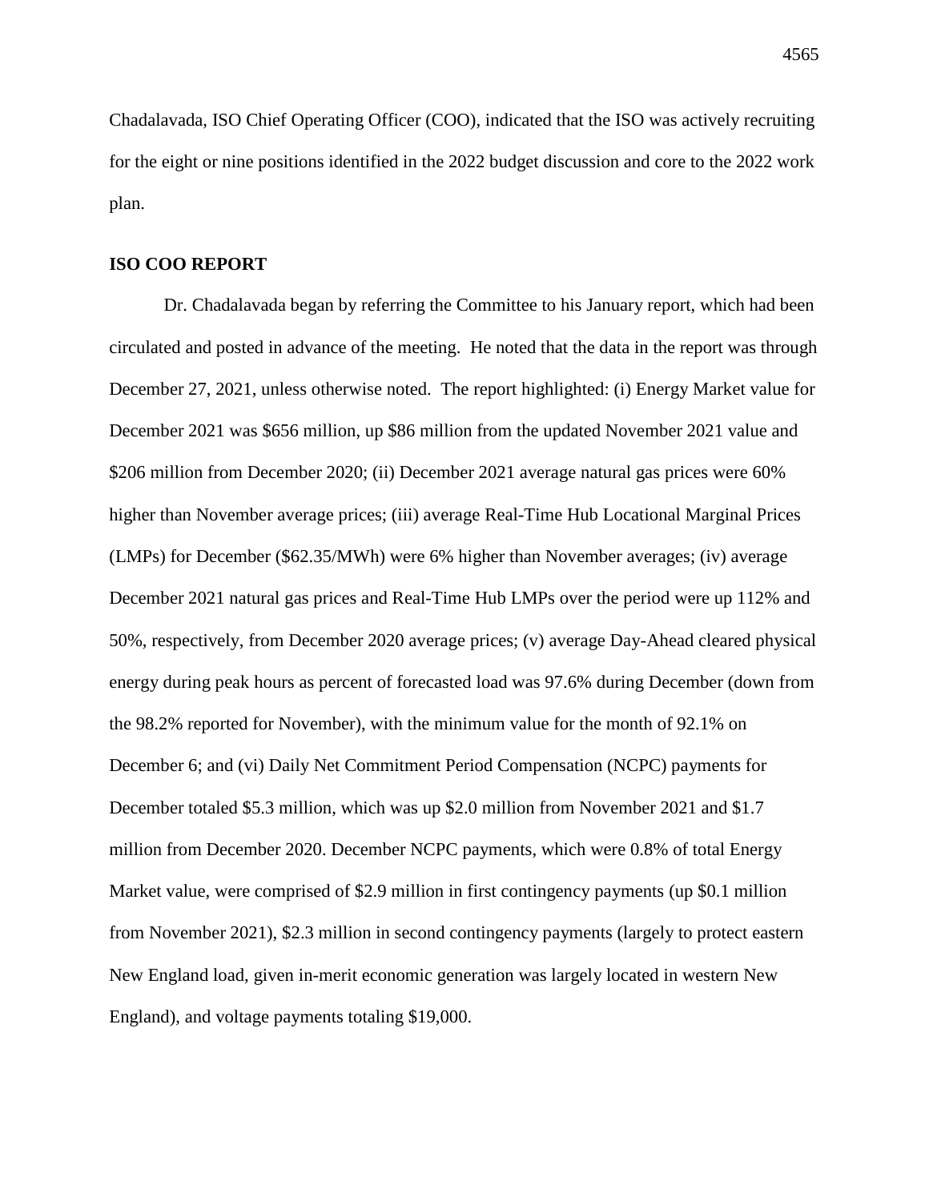Chadalavada, ISO Chief Operating Officer (COO), indicated that the ISO was actively recruiting for the eight or nine positions identified in the 2022 budget discussion and core to the 2022 work plan.

**ISO COO REPORT**

Dr. Chadalavada began by referring the Committee to his January report, which had been circulated and posted in advance of the meeting. He noted that the data in the report was through December 27, 2021, unless otherwise noted. The report highlighted: (i) Energy Market value for December 2021 was $656 million, up $86 million from the updated November 2021 value and $206 million from December 2020; (ii) December 2021 average natural gas prices were 60% higher than November average prices; (iii) average Real-Time Hub Locational Marginal Prices (LMPs) for December ($62.35/MWh) were 6% higher than November averages; (iv) average December 2021 natural gas prices and Real-Time Hub LMPs over the period were up 112% and 50%, respectively, from December 2020 average prices; (v) average Day-Ahead cleared physical energy during peak hours as percent of forecasted load was 97.6% during December (down from the 98.2% reported for November), with the minimum value for the month of 92.1% on December 6; and (vi) Daily Net Commitment Period Compensation (NCPC) payments for December totaled $5.3 million, which was up $2.0 million from November 2021 and $1.7 million from December 2020. December NCPC payments, which were 0.8% of total Energy Market value, were comprised of $2.9 million in first contingency payments (up $0.1 million from November 2021), $2.3 million in second contingency payments (largely to protect eastern New England load, given in-merit economic generation was largely located in western New England), and voltage payments totaling $19,000.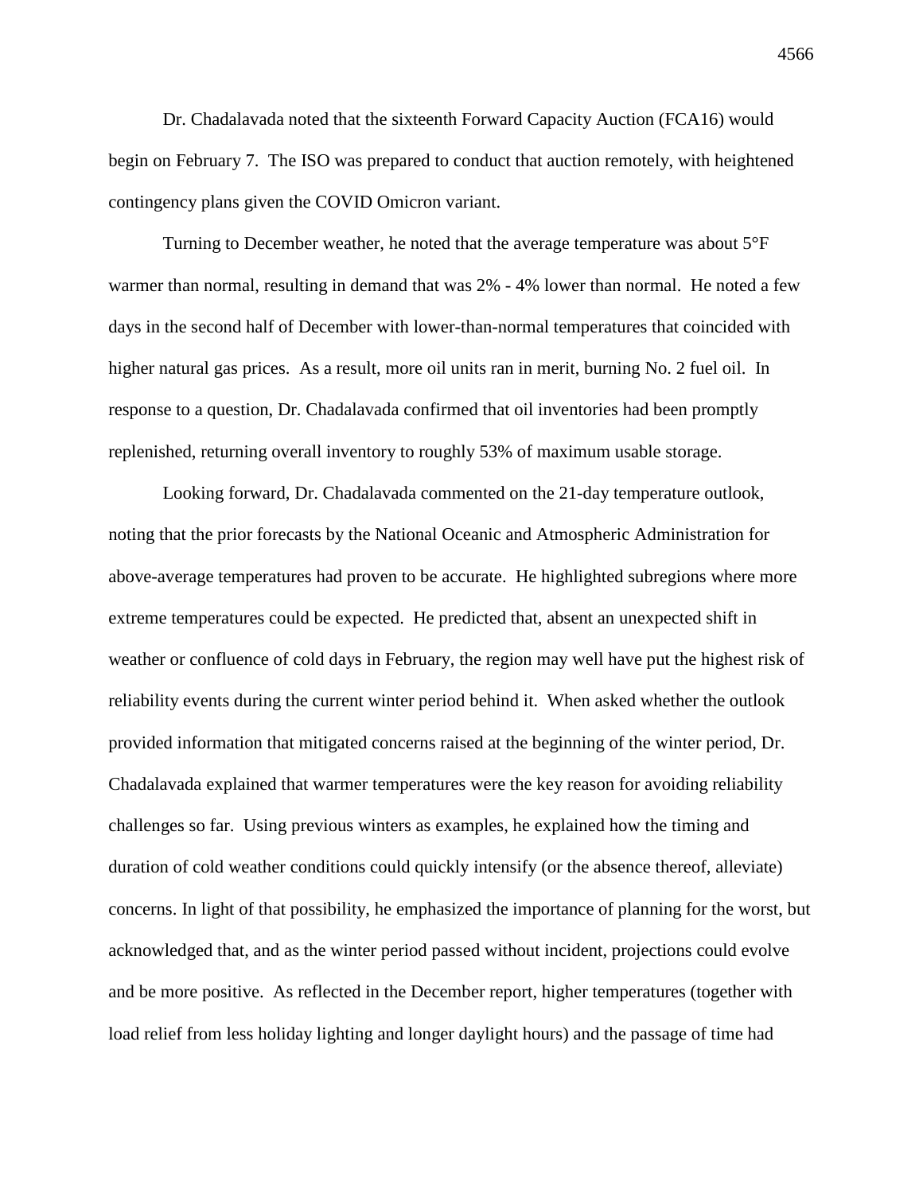Dr. Chadalavada noted that the sixteenth Forward Capacity Auction (FCA16) would begin on February 7. The ISO was prepared to conduct that auction remotely, with heightened contingency plans given the COVID Omicron variant.

Turning to December weather, he noted that the average temperature was about 5°F warmer than normal, resulting in demand that was 2% - 4% lower than normal. He noted a few days in the second half of December with lower-than-normal temperatures that coincided with higher natural gas prices. As a result, more oil units ran in merit, burning No. 2 fuel oil. In response to a question, Dr. Chadalavada confirmed that oil inventories had been promptly replenished, returning overall inventory to roughly 53% of maximum usable storage.

Looking forward, Dr. Chadalavada commented on the 21-day temperature outlook, noting that the prior forecasts by the National Oceanic and Atmospheric Administration for above-average temperatures had proven to be accurate. He highlighted subregions where more extreme temperatures could be expected. He predicted that, absent an unexpected shift in weather or confluence of cold days in February, the region may well have put the highest risk of reliability events during the current winter period behind it. When asked whether the outlook provided information that mitigated concerns raised at the beginning of the winter period, Dr. Chadalavada explained that warmer temperatures were the key reason for avoiding reliability challenges so far. Using previous winters as examples, he explained how the timing and duration of cold weather conditions could quickly intensify (or the absence thereof, alleviate) concerns. In light of that possibility, he emphasized the importance of planning for the worst, but acknowledged that, and as the winter period passed without incident, projections could evolve and be more positive. As reflected in the December report, higher temperatures (together with load relief from less holiday lighting and longer daylight hours) and the passage of time had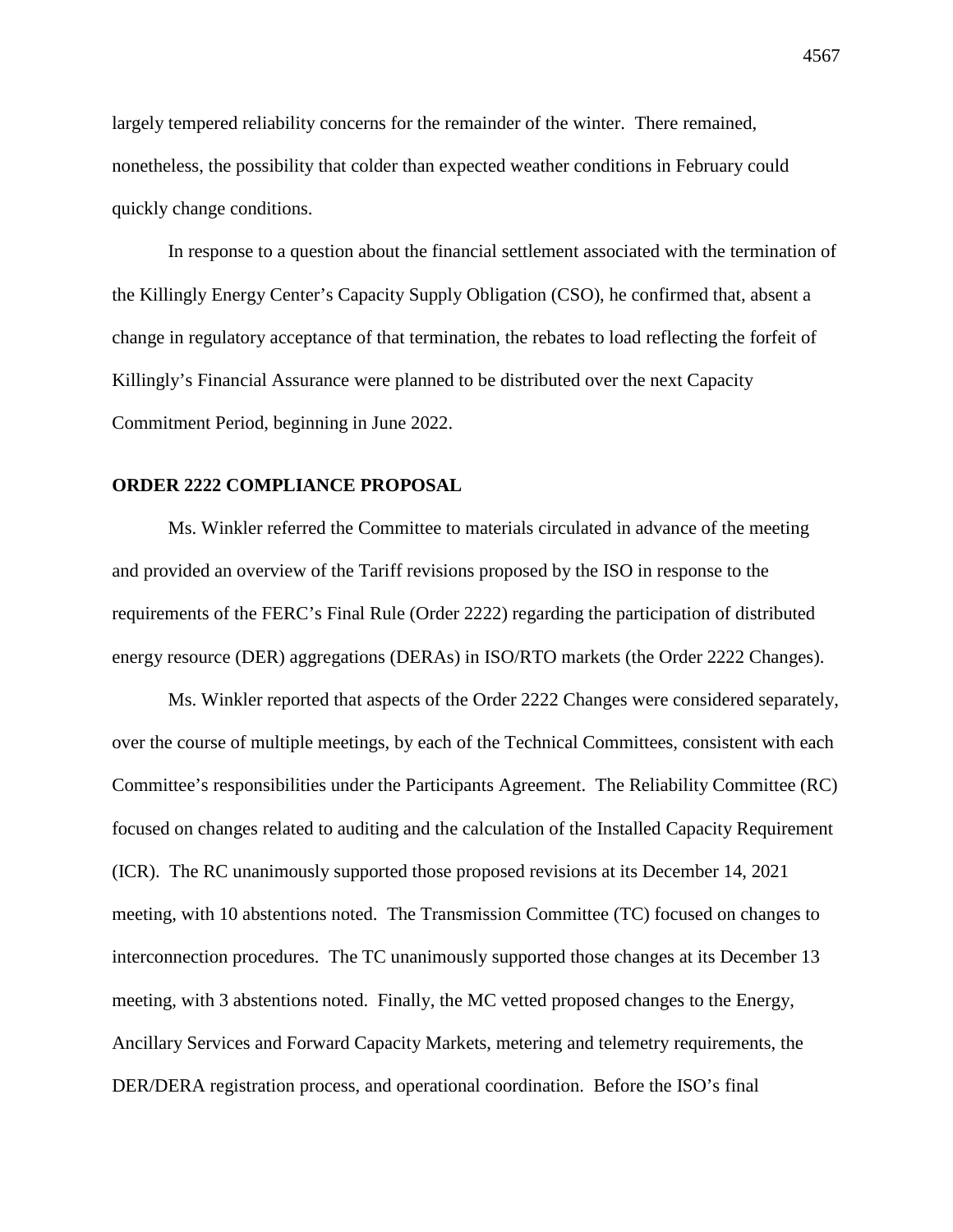largely tempered reliability concerns for the remainder of the winter. There remained, nonetheless, the possibility that colder than expected weather conditions in February could quickly change conditions.

In response to a question about the financial settlement associated with the termination of the Killingly Energy Center's Capacity Supply Obligation (CSO), he confirmed that, absent a change in regulatory acceptance of that termination, the rebates to load reflecting the forfeit of Killingly's Financial Assurance were planned to be distributed over the next Capacity Commitment Period, beginning in June 2022.

**ORDER 2222 COMPLIANCE PROPOSAL**

Ms. Winkler referred the Committee to materials circulated in advance of the meeting and provided an overview of the Tariff revisions proposed by the ISO in response to the requirements of the FERC's Final Rule (Order 2222) regarding the participation of distributed energy resource (DER) aggregations (DERAs) in ISO/RTO markets (the Order 2222 Changes).

Ms. Winkler reported that aspects of the Order 2222 Changes were considered separately, over the course of multiple meetings, by each of the Technical Committees, consistent with each Committee's responsibilities under the Participants Agreement. The Reliability Committee (RC) focused on changes related to auditing and the calculation of the Installed Capacity Requirement (ICR). The RC unanimously supported those proposed revisions at its December 14, 2021 meeting, with 10 abstentions noted. The Transmission Committee (TC) focused on changes to interconnection procedures. The TC unanimously supported those changes at its December 13 meeting, with 3 abstentions noted. Finally, the MC vetted proposed changes to the Energy, Ancillary Services and Forward Capacity Markets, metering and telemetry requirements, the DER/DERA registration process, and operational coordination. Before the ISO's final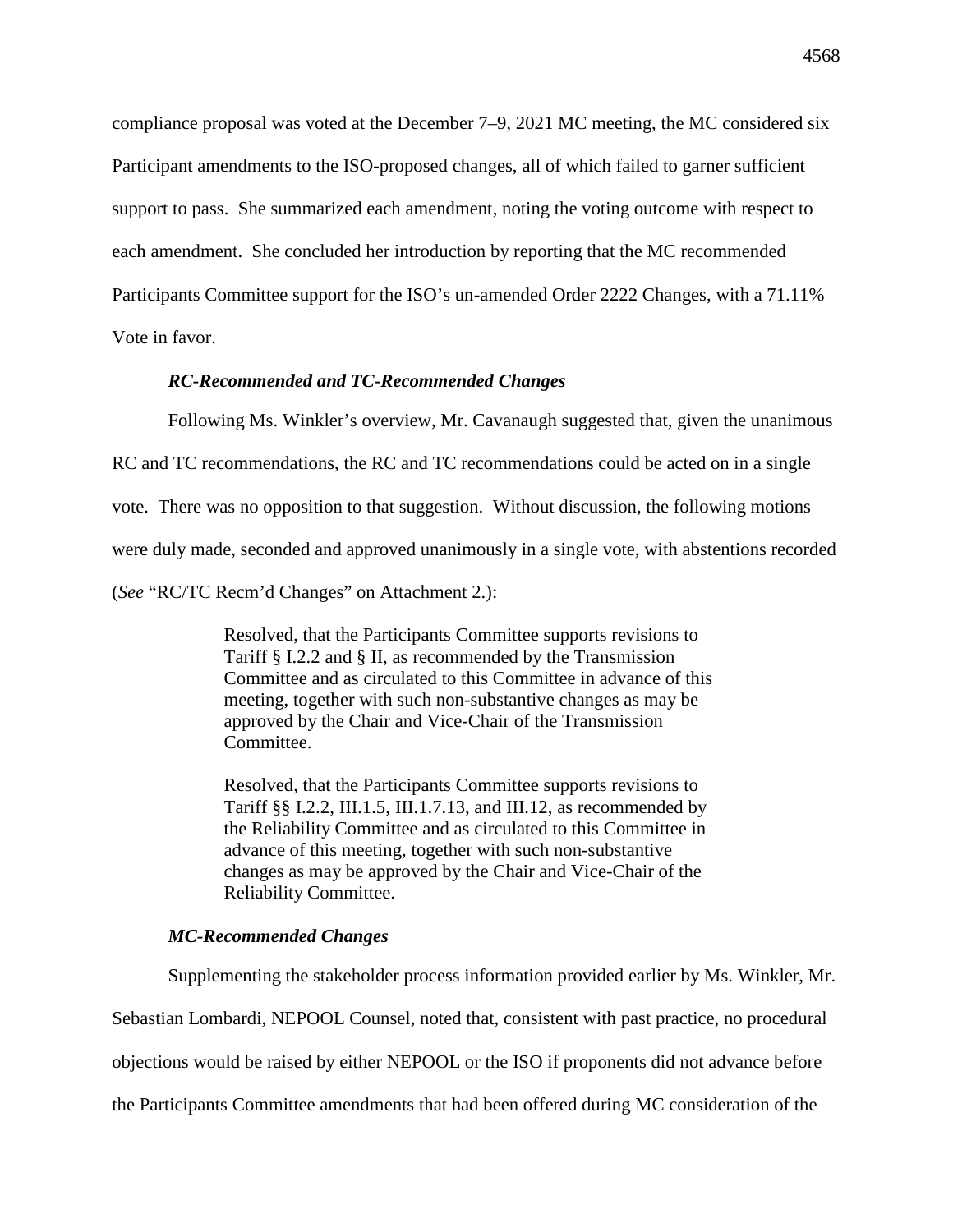compliance proposal was voted at the December 7–9, 2021 MC meeting, the MC considered six Participant amendments to the ISO-proposed changes, all of which failed to garner sufficient support to pass. She summarized each amendment, noting the voting outcome with respect to each amendment. She concluded her introduction by reporting that the MC recommended Participants Committee support for the ISO's un-amended Order 2222 Changes, with a 71.11% Vote in favor.

***RC-Recommended and TC-Recommended Changes***

Following Ms. Winkler's overview, Mr. Cavanaugh suggested that, given the unanimous RC and TC recommendations, the RC and TC recommendations could be acted on in a single vote. There was no opposition to that suggestion. Without discussion, the following motions were duly made, seconded and approved unanimously in a single vote, with abstentions recorded (*See* "RC/TC Recm'd Changes" on Attachment 2.):

> Resolved, that the Participants Committee supports revisions to Tariff § I.2.2 and § II, as recommended by the Transmission Committee and as circulated to this Committee in advance of this meeting, together with such non-substantive changes as may be approved by the Chair and Vice-Chair of the Transmission Committee.
>
> Resolved, that the Participants Committee supports revisions to Tariff §§ I.2.2, III.1.5, III.1.7.13, and III.12, as recommended by the Reliability Committee and as circulated to this Committee in advance of this meeting, together with such non-substantive changes as may be approved by the Chair and Vice-Chair of the Reliability Committee.

***MC-Recommended Changes***

Supplementing the stakeholder process information provided earlier by Ms. Winkler, Mr. Sebastian Lombardi, NEPOOL Counsel, noted that, consistent with past practice, no procedural objections would be raised by either NEPOOL or the ISO if proponents did not advance before the Participants Committee amendments that had been offered during MC consideration of the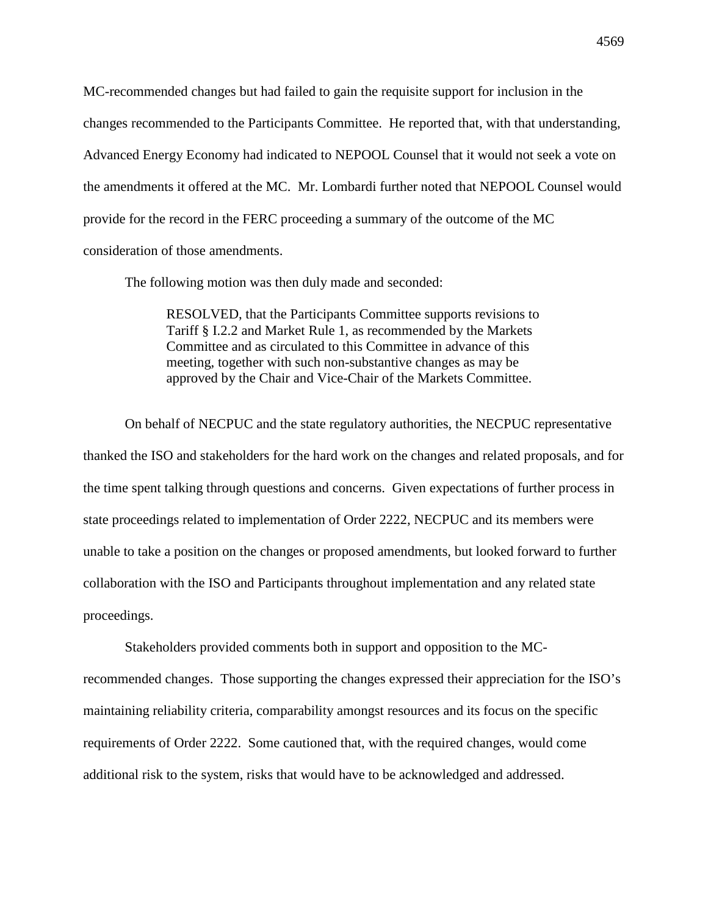MC-recommended changes but had failed to gain the requisite support for inclusion in the changes recommended to the Participants Committee. He reported that, with that understanding, Advanced Energy Economy had indicated to NEPOOL Counsel that it would not seek a vote on the amendments it offered at the MC. Mr. Lombardi further noted that NEPOOL Counsel would provide for the record in the FERC proceeding a summary of the outcome of the MC consideration of those amendments.

The following motion was then duly made and seconded:

> RESOLVED, that the Participants Committee supports revisions to Tariff § I.2.2 and Market Rule 1, as recommended by the Markets Committee and as circulated to this Committee in advance of this meeting, together with such non-substantive changes as may be approved by the Chair and Vice-Chair of the Markets Committee.

On behalf of NECPUC and the state regulatory authorities, the NECPUC representative thanked the ISO and stakeholders for the hard work on the changes and related proposals, and for the time spent talking through questions and concerns. Given expectations of further process in state proceedings related to implementation of Order 2222, NECPUC and its members were unable to take a position on the changes or proposed amendments, but looked forward to further collaboration with the ISO and Participants throughout implementation and any related state proceedings.

Stakeholders provided comments both in support and opposition to the MC-recommended changes. Those supporting the changes expressed their appreciation for the ISO's maintaining reliability criteria, comparability amongst resources and its focus on the specific requirements of Order 2222. Some cautioned that, with the required changes, would come additional risk to the system, risks that would have to be acknowledged and addressed.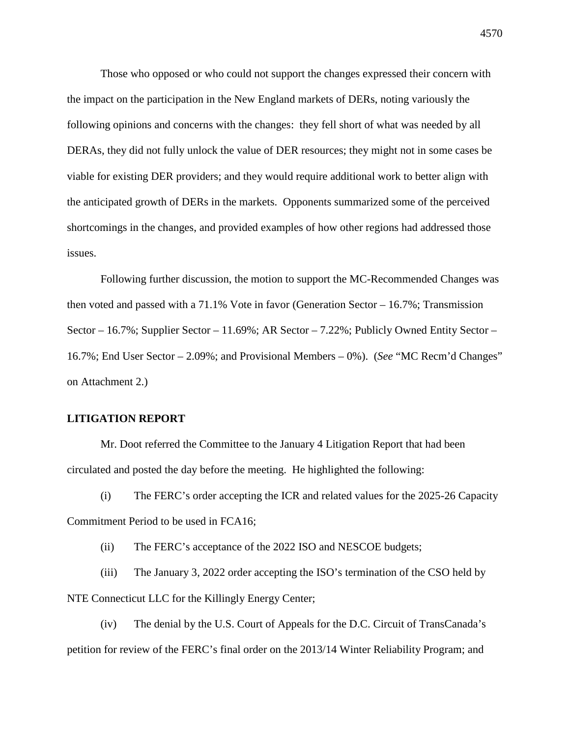Those who opposed or who could not support the changes expressed their concern with the impact on the participation in the New England markets of DERs, noting variously the following opinions and concerns with the changes: they fell short of what was needed by all DERAs, they did not fully unlock the value of DER resources; they might not in some cases be viable for existing DER providers; and they would require additional work to better align with the anticipated growth of DERs in the markets. Opponents summarized some of the perceived shortcomings in the changes, and provided examples of how other regions had addressed those issues.

Following further discussion, the motion to support the MC-Recommended Changes was then voted and passed with a 71.1% Vote in favor (Generation Sector – 16.7%; Transmission Sector – 16.7%; Supplier Sector – 11.69%; AR Sector – 7.22%; Publicly Owned Entity Sector – 16.7%; End User Sector – 2.09%; and Provisional Members – 0%). (*See* "MC Recm'd Changes" on Attachment 2.)

**LITIGATION REPORT**

Mr. Doot referred the Committee to the January 4 Litigation Report that had been circulated and posted the day before the meeting. He highlighted the following:

(i) The FERC's order accepting the ICR and related values for the 2025-26 Capacity Commitment Period to be used in FCA16;

(ii) The FERC's acceptance of the 2022 ISO and NESCOE budgets;

(iii) The January 3, 2022 order accepting the ISO's termination of the CSO held by NTE Connecticut LLC for the Killingly Energy Center;

(iv) The denial by the U.S. Court of Appeals for the D.C. Circuit of TransCanada's petition for review of the FERC's final order on the 2013/14 Winter Reliability Program; and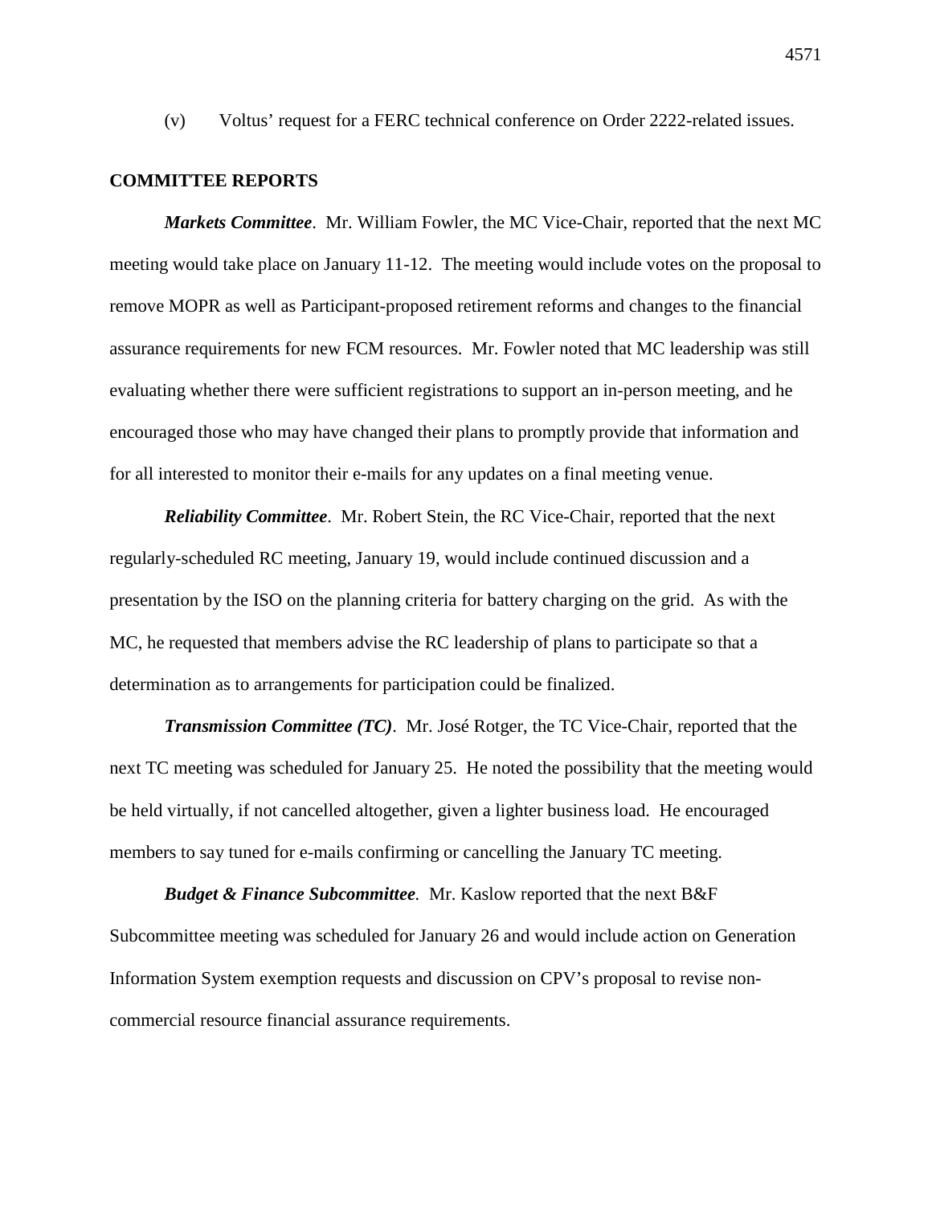(v) Voltus' request for a FERC technical conference on Order 2222-related issues.

## COMMITTEE REPORTS

***Markets Committee***. Mr. William Fowler, the MC Vice-Chair, reported that the next MC meeting would take place on January 11-12. The meeting would include votes on the proposal to remove MOPR as well as Participant-proposed retirement reforms and changes to the financial assurance requirements for new FCM resources. Mr. Fowler noted that MC leadership was still evaluating whether there were sufficient registrations to support an in-person meeting, and he encouraged those who may have changed their plans to promptly provide that information and for all interested to monitor their e-mails for any updates on a final meeting venue.

***Reliability Committee***. Mr. Robert Stein, the RC Vice-Chair, reported that the next regularly-scheduled RC meeting, January 19, would include continued discussion and a presentation by the ISO on the planning criteria for battery charging on the grid. As with the MC, he requested that members advise the RC leadership of plans to participate so that a determination as to arrangements for participation could be finalized.

***Transmission Committee (TC)***. Mr. José Rotger, the TC Vice-Chair, reported that the next TC meeting was scheduled for January 25. He noted the possibility that the meeting would be held virtually, if not cancelled altogether, given a lighter business load. He encouraged members to say tuned for e-mails confirming or cancelling the January TC meeting.

***Budget & Finance Subcommittee***. Mr. Kaslow reported that the next B&F Subcommittee meeting was scheduled for January 26 and would include action on Generation Information System exemption requests and discussion on CPV's proposal to revise non-commercial resource financial assurance requirements.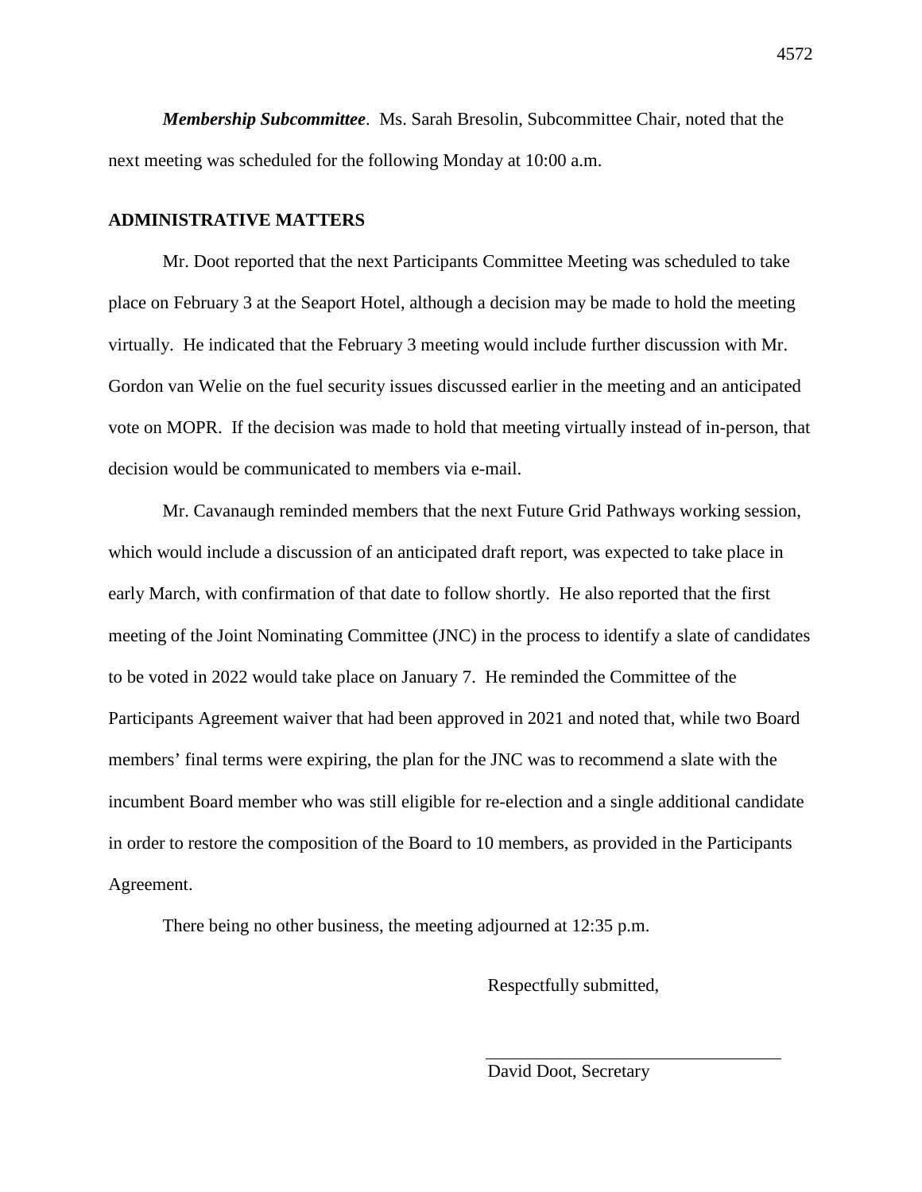***Membership Subcommittee***. Ms. Sarah Bresolin, Subcommittee Chair, noted that the next meeting was scheduled for the following Monday at 10:00 a.m.

## ADMINISTRATIVE MATTERS

Mr. Doot reported that the next Participants Committee Meeting was scheduled to take place on February 3 at the Seaport Hotel, although a decision may be made to hold the meeting virtually. He indicated that the February 3 meeting would include further discussion with Mr. Gordon van Welie on the fuel security issues discussed earlier in the meeting and an anticipated vote on MOPR. If the decision was made to hold that meeting virtually instead of in-person, that decision would be communicated to members via e-mail.

Mr. Cavanaugh reminded members that the next Future Grid Pathways working session, which would include a discussion of an anticipated draft report, was expected to take place in early March, with confirmation of that date to follow shortly. He also reported that the first meeting of the Joint Nominating Committee (JNC) in the process to identify a slate of candidates to be voted in 2022 would take place on January 7. He reminded the Committee of the Participants Agreement waiver that had been approved in 2021 and noted that, while two Board members' final terms were expiring, the plan for the JNC was to recommend a slate with the incumbent Board member who was still eligible for re-election and a single additional candidate in order to restore the composition of the Board to 10 members, as provided in the Participants Agreement.

There being no other business, the meeting adjourned at 12:35 p.m.

Respectfully submitted,

\_\_\_\_\_\_\_\_\_\_\_\_\_\_\_\_\_\_\_\_\_\_\_\_\_\_\_\_\_\_\_\_

David Doot, Secretary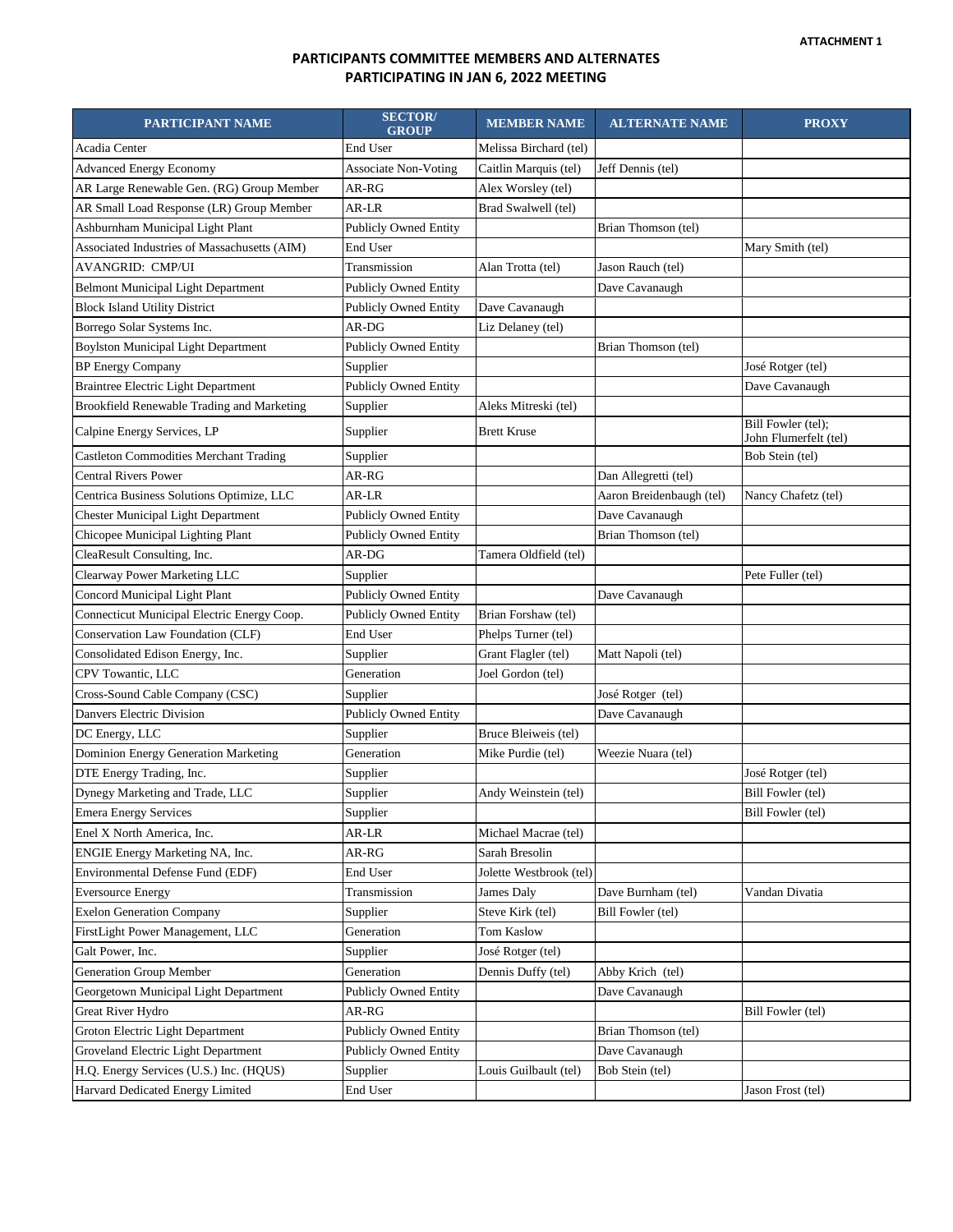ATTACHMENT 1

## PARTICIPANTS COMMITTEE MEMBERS AND ALTERNATES PARTICIPATING IN JAN 6, 2022 MEETING

| PARTICIPANT NAME | SECTOR/ GROUP | MEMBER NAME | ALTERNATE NAME | PROXY |
|---|---|---|---|---|
| Acadia Center | End User | Melissa Birchard (tel) | | |
| Advanced Energy Economy | Associate Non-Voting | Caitlin Marquis (tel) | Jeff Dennis (tel) | |
| AR Large Renewable Gen. (RG) Group Member | AR-RG | Alex Worsley (tel) | | |
| AR Small Load Response (LR) Group Member | AR-LR | Brad Swalwell (tel) | | |
| Ashburnham Municipal Light Plant | Publicly Owned Entity | | Brian Thomson (tel) | |
| Associated Industries of Massachusetts (AIM) | End User | | | Mary Smith (tel) |
| AVANGRID: CMP/UI | Transmission | Alan Trotta (tel) | Jason Rauch (tel) | |
| Belmont Municipal Light Department | Publicly Owned Entity | | Dave Cavanaugh | |
| Block Island Utility District | Publicly Owned Entity | Dave Cavanaugh | | |
| Borrego Solar Systems Inc. | AR-DG | Liz Delaney (tel) | | |
| Boylston Municipal Light Department | Publicly Owned Entity | | Brian Thomson (tel) | |
| BP Energy Company | Supplier | | | José Rotger (tel) |
| Braintree Electric Light Department | Publicly Owned Entity | | | Dave Cavanaugh |
| Brookfield Renewable Trading and Marketing | Supplier | Aleks Mitreski (tel) | | |
| Calpine Energy Services, LP | Supplier | Brett Kruse | | Bill Fowler (tel); John Flumerfelt (tel) |
| Castleton Commodities Merchant Trading | Supplier | | | Bob Stein (tel) |
| Central Rivers Power | AR-RG | | Dan Allegretti (tel) | |
| Centrica Business Solutions Optimize, LLC | AR-LR | | Aaron Breidenbaugh (tel) | Nancy Chafetz (tel) |
| Chester Municipal Light Department | Publicly Owned Entity | | Dave Cavanaugh | |
| Chicopee Municipal Lighting Plant | Publicly Owned Entity | | Brian Thomson (tel) | |
| CleaResult Consulting, Inc. | AR-DG | Tamera Oldfield (tel) | | |
| Clearway Power Marketing LLC | Supplier | | | Pete Fuller (tel) |
| Concord Municipal Light Plant | Publicly Owned Entity | | Dave Cavanaugh | |
| Connecticut Municipal Electric Energy Coop. | Publicly Owned Entity | Brian Forshaw (tel) | | |
| Conservation Law Foundation (CLF) | End User | Phelps Turner (tel) | | |
| Consolidated Edison Energy, Inc. | Supplier | Grant Flagler (tel) | Matt Napoli (tel) | |
| CPV Towantic, LLC | Generation | Joel Gordon (tel) | | |
| Cross-Sound Cable Company (CSC) | Supplier | | José Rotger (tel) | |
| Danvers Electric Division | Publicly Owned Entity | | Dave Cavanaugh | |
| DC Energy, LLC | Supplier | Bruce Bleiweis (tel) | | |
| Dominion Energy Generation Marketing | Generation | Mike Purdie (tel) | Weezie Nuara (tel) | |
| DTE Energy Trading, Inc. | Supplier | | | José Rotger (tel) |
| Dynegy Marketing and Trade, LLC | Supplier | Andy Weinstein (tel) | | Bill Fowler (tel) |
| Emera Energy Services | Supplier | | | Bill Fowler (tel) |
| Enel X North America, Inc. | AR-LR | Michael Macrae (tel) | | |
| ENGIE Energy Marketing NA, Inc. | AR-RG | Sarah Bresolin | | |
| Environmental Defense Fund (EDF) | End User | Jolette Westbrook (tel) | | |
| Eversource Energy | Transmission | James Daly | Dave Burnham (tel) | Vandan Divatia |
| Exelon Generation Company | Supplier | Steve Kirk (tel) | Bill Fowler (tel) | |
| FirstLight Power Management, LLC | Generation | Tom Kaslow | | |
| Galt Power, Inc. | Supplier | José Rotger (tel) | | |
| Generation Group Member | Generation | Dennis Duffy (tel) | Abby Krich (tel) | |
| Georgetown Municipal Light Department | Publicly Owned Entity | | Dave Cavanaugh | |
| Great River Hydro | AR-RG | | | Bill Fowler (tel) |
| Groton Electric Light Department | Publicly Owned Entity | | Brian Thomson (tel) | |
| Groveland Electric Light Department | Publicly Owned Entity | | Dave Cavanaugh | |
| H.Q. Energy Services (U.S.) Inc. (HQUS) | Supplier | Louis Guilbault (tel) | Bob Stein (tel) | |
| Harvard Dedicated Energy Limited | End User | | | Jason Frost (tel) |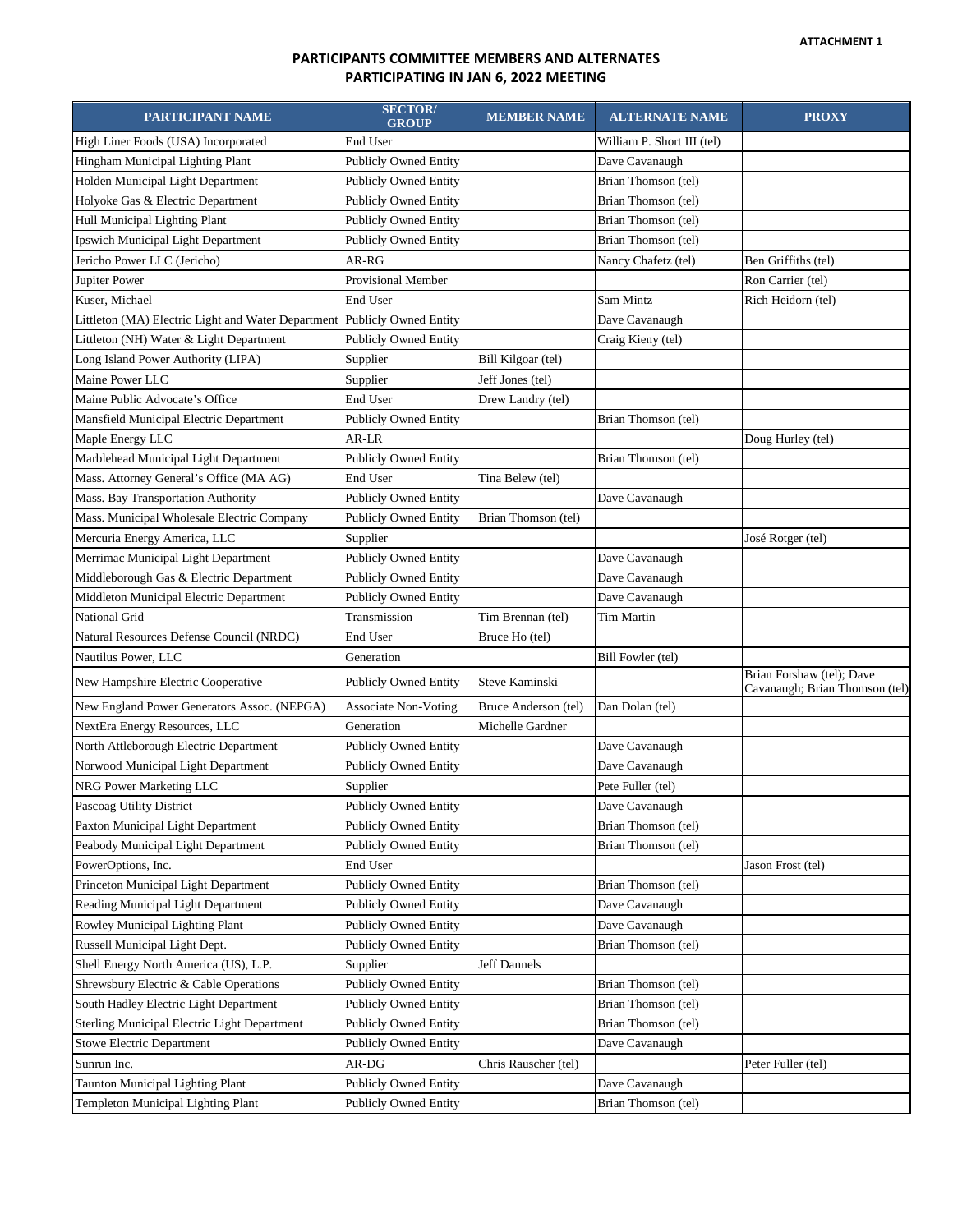ATTACHMENT 1

## PARTICIPANTS COMMITTEE MEMBERS AND ALTERNATES PARTICIPATING IN JAN 6, 2022 MEETING

| PARTICIPANT NAME | SECTOR/ GROUP | MEMBER NAME | ALTERNATE NAME | PROXY |
|---|---|---|---|---|
| High Liner Foods (USA) Incorporated | End User | | William P. Short III (tel) | |
| Hingham Municipal Lighting Plant | Publicly Owned Entity | | Dave Cavanaugh | |
| Holden Municipal Light Department | Publicly Owned Entity | | Brian Thomson (tel) | |
| Holyoke Gas & Electric Department | Publicly Owned Entity | | Brian Thomson (tel) | |
| Hull Municipal Lighting Plant | Publicly Owned Entity | | Brian Thomson (tel) | |
| Ipswich Municipal Light Department | Publicly Owned Entity | | Brian Thomson (tel) | |
| Jericho Power LLC (Jericho) | AR-RG | | Nancy Chafetz (tel) | Ben Griffiths (tel) |
| Jupiter Power | Provisional Member | | | Ron Carrier (tel) |
| Kuser, Michael | End User | | Sam Mintz | Rich Heidorn (tel) |
| Littleton (MA) Electric Light and Water Department | Publicly Owned Entity | | Dave Cavanaugh | |
| Littleton (NH) Water & Light Department | Publicly Owned Entity | | Craig Kieny (tel) | |
| Long Island Power Authority (LIPA) | Supplier | Bill Kilgoar (tel) | | |
| Maine Power LLC | Supplier | Jeff Jones (tel) | | |
| Maine Public Advocate's Office | End User | Drew Landry (tel) | | |
| Mansfield Municipal Electric Department | Publicly Owned Entity | | Brian Thomson (tel) | |
| Maple Energy LLC | AR-LR | | | Doug Hurley (tel) |
| Marblehead Municipal Light Department | Publicly Owned Entity | | Brian Thomson (tel) | |
| Mass. Attorney General's Office (MA AG) | End User | Tina Belew (tel) | | |
| Mass. Bay Transportation Authority | Publicly Owned Entity | | Dave Cavanaugh | |
| Mass. Municipal Wholesale Electric Company | Publicly Owned Entity | Brian Thomson (tel) | | |
| Mercuria Energy America, LLC | Supplier | | | José Rotger (tel) |
| Merrimac Municipal Light Department | Publicly Owned Entity | | Dave Cavanaugh | |
| Middleborough Gas & Electric Department | Publicly Owned Entity | | Dave Cavanaugh | |
| Middleton Municipal Electric Department | Publicly Owned Entity | | Dave Cavanaugh | |
| National Grid | Transmission | Tim Brennan (tel) | Tim Martin | |
| Natural Resources Defense Council (NRDC) | End User | Bruce Ho (tel) | | |
| Nautilus Power, LLC | Generation | | Bill Fowler (tel) | |
| New Hampshire Electric Cooperative | Publicly Owned Entity | Steve Kaminski | | Brian Forshaw (tel); Dave Cavanaugh; Brian Thomson (tel) |
| New England Power Generators Assoc. (NEPGA) | Associate Non-Voting | Bruce Anderson (tel) | Dan Dolan (tel) | |
| NextEra Energy Resources, LLC | Generation | Michelle Gardner | | |
| North Attleborough Electric Department | Publicly Owned Entity | | Dave Cavanaugh | |
| Norwood Municipal Light Department | Publicly Owned Entity | | Dave Cavanaugh | |
| NRG Power Marketing LLC | Supplier | | Pete Fuller (tel) | |
| Pascoag Utility District | Publicly Owned Entity | | Dave Cavanaugh | |
| Paxton Municipal Light Department | Publicly Owned Entity | | Brian Thomson (tel) | |
| Peabody Municipal Light Department | Publicly Owned Entity | | Brian Thomson (tel) | |
| PowerOptions, Inc. | End User | | | Jason Frost (tel) |
| Princeton Municipal Light Department | Publicly Owned Entity | | Brian Thomson (tel) | |
| Reading Municipal Light Department | Publicly Owned Entity | | Dave Cavanaugh | |
| Rowley Municipal Lighting Plant | Publicly Owned Entity | | Dave Cavanaugh | |
| Russell Municipal Light Dept. | Publicly Owned Entity | | Brian Thomson (tel) | |
| Shell Energy North America (US), L.P. | Supplier | Jeff Dannels | | |
| Shrewsbury Electric & Cable Operations | Publicly Owned Entity | | Brian Thomson (tel) | |
| South Hadley Electric Light Department | Publicly Owned Entity | | Brian Thomson (tel) | |
| Sterling Municipal Electric Light Department | Publicly Owned Entity | | Brian Thomson (tel) | |
| Stowe Electric Department | Publicly Owned Entity | | Dave Cavanaugh | |
| Sunrun Inc. | AR-DG | Chris Rauscher (tel) | | Peter Fuller (tel) |
| Taunton Municipal Lighting Plant | Publicly Owned Entity | | Dave Cavanaugh | |
| Templeton Municipal Lighting Plant | Publicly Owned Entity | | Brian Thomson (tel) | |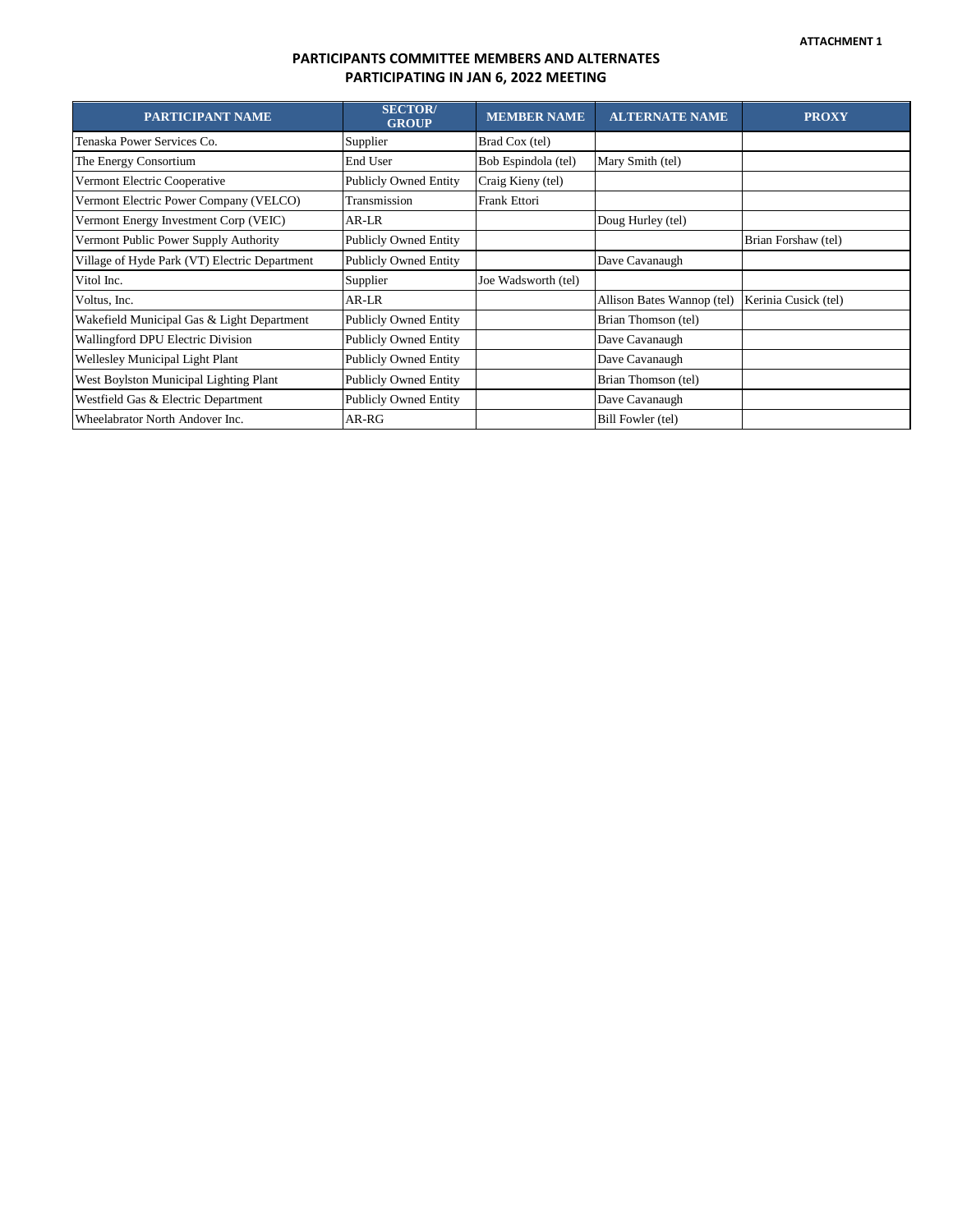ATTACHMENT 1

## PARTICIPANTS COMMITTEE MEMBERS AND ALTERNATES PARTICIPATING IN JAN 6, 2022 MEETING

| PARTICIPANT NAME | SECTOR/ GROUP | MEMBER NAME | ALTERNATE NAME | PROXY |
|---|---|---|---|---|
| Tenaska Power Services Co. | Supplier | Brad Cox (tel) | | |
| The Energy Consortium | End User | Bob Espindola (tel) | Mary Smith (tel) | |
| Vermont Electric Cooperative | Publicly Owned Entity | Craig Kieny (tel) | | |
| Vermont Electric Power Company (VELCO) | Transmission | Frank Ettori | | |
| Vermont Energy Investment Corp (VEIC) | AR-LR | | Doug Hurley (tel) | |
| Vermont Public Power Supply Authority | Publicly Owned Entity | | | Brian Forshaw (tel) |
| Village of Hyde Park (VT) Electric Department | Publicly Owned Entity | | Dave Cavanaugh | |
| Vitol Inc. | Supplier | Joe Wadsworth (tel) | | |
| Voltus, Inc. | AR-LR | | Allison Bates Wannop (tel) | Kerinia Cusick (tel) |
| Wakefield Municipal Gas & Light Department | Publicly Owned Entity | | Brian Thomson (tel) | |
| Wallingford DPU Electric Division | Publicly Owned Entity | | Dave Cavanaugh | |
| Wellesley Municipal Light Plant | Publicly Owned Entity | | Dave Cavanaugh | |
| West Boylston Municipal Lighting Plant | Publicly Owned Entity | | Brian Thomson (tel) | |
| Westfield Gas & Electric Department | Publicly Owned Entity | | Dave Cavanaugh | |
| Wheelabrator North Andover Inc. | AR-RG | | Bill Fowler (tel) | |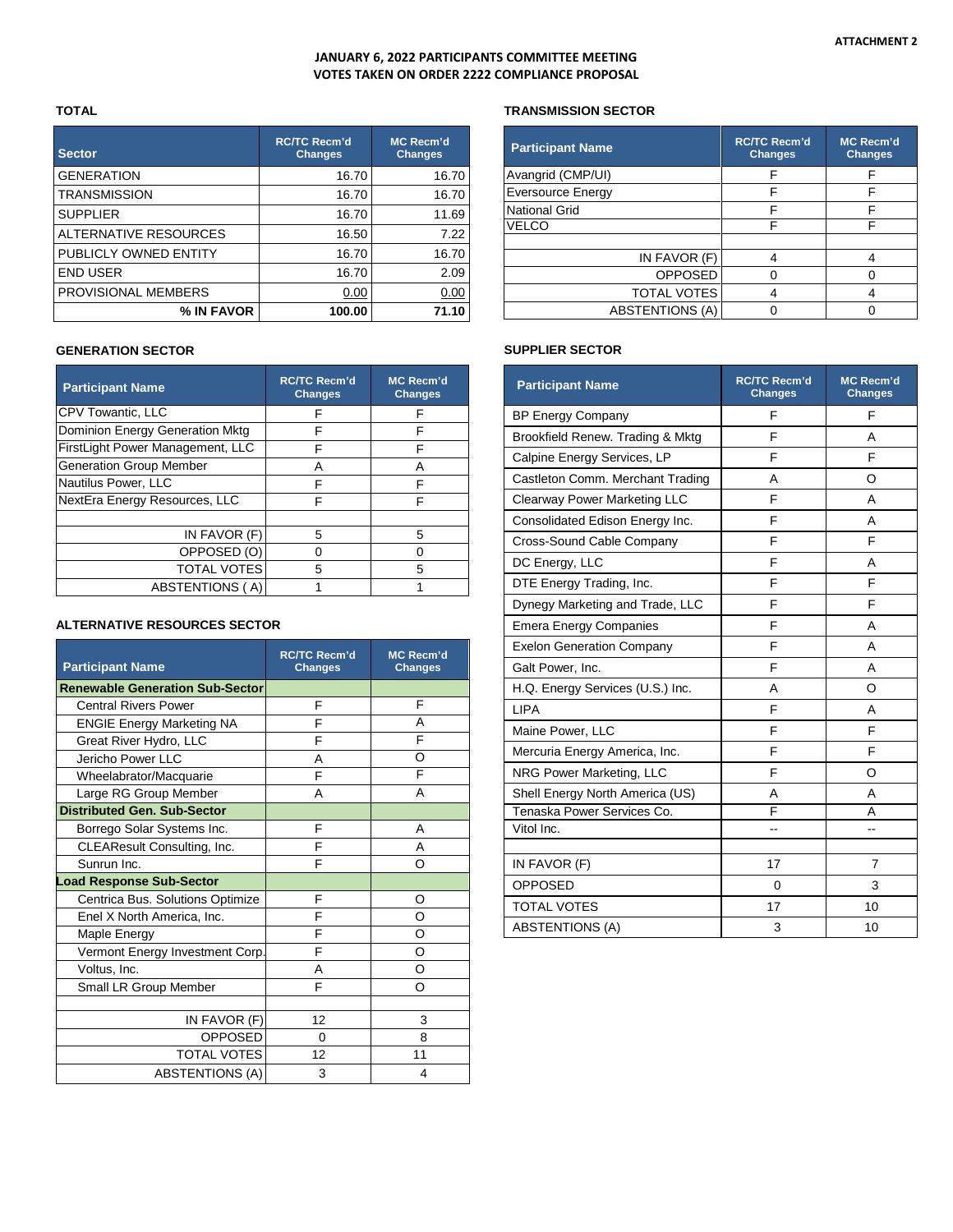ATTACHMENT 2

**JANUARY 6, 2022 PARTICIPANTS COMMITTEE MEETING**
**VOTES TAKEN ON ORDER 2222 COMPLIANCE PROPOSAL**

### TOTAL

| Sector | RC/TC Recm'd Changes | MC Recm'd Changes |
|---|---|---|
| GENERATION | 16.70 | 16.70 |
| TRANSMISSION | 16.70 | 16.70 |
| SUPPLIER | 16.70 | 11.69 |
| ALTERNATIVE RESOURCES | 16.50 | 7.22 |
| PUBLICLY OWNED ENTITY | 16.70 | 16.70 |
| END USER | 16.70 | 2.09 |
| PROVISIONAL MEMBERS | 0.00 | 0.00 |
| **% IN FAVOR** | **100.00** | **71.10** |

### GENERATION SECTOR

| Participant Name | RC/TC Recm'd Changes | MC Recm'd Changes |
|---|---|---|
| CPV Towantic, LLC | F | F |
| Dominion Energy Generation Mktg | F | F |
| FirstLight Power Management, LLC | F | F |
| Generation Group Member | A | A |
| Nautilus Power, LLC | F | F |
| NextEra Energy Resources, LLC | F | F |
| | | |
| IN FAVOR (F) | 5 | 5 |
| OPPOSED (O) | 0 | 0 |
| TOTAL VOTES | 5 | 5 |
| ABSTENTIONS ( A) | 1 | 1 |

### ALTERNATIVE RESOURCES SECTOR

| Participant Name | RC/TC Recm'd Changes | MC Recm'd Changes |
|---|---|---|
| **Renewable Generation Sub-Sector** | | |
| Central Rivers Power | F | F |
| ENGIE Energy Marketing NA | F | A |
| Great River Hydro, LLC | F | F |
| Jericho Power LLC | A | O |
| Wheelabrator/Macquarie | F | F |
| Large RG Group Member | A | A |
| **Distributed Gen. Sub-Sector** | | |
| Borrego Solar Systems Inc. | F | A |
| CLEAResult Consulting, Inc. | F | A |
| Sunrun Inc. | F | O |
| **Load Response Sub-Sector** | | |
| Centrica Bus. Solutions Optimize | F | O |
| Enel X North America, Inc. | F | O |
| Maple Energy | F | O |
| Vermont Energy Investment Corp. | F | O |
| Voltus, Inc. | A | O |
| Small LR Group Member | F | O |
| | | |
| IN FAVOR (F) | 12 | 3 |
| OPPOSED | 0 | 8 |
| TOTAL VOTES | 12 | 11 |
| ABSTENTIONS (A) | 3 | 4 |

### TRANSMISSION SECTOR

| Participant Name | RC/TC Recm'd Changes | MC Recm'd Changes |
|---|---|---|
| Avangrid (CMP/UI) | F | F |
| Eversource Energy | F | F |
| National Grid | F | F |
| VELCO | F | F |
| | | |
| IN FAVOR (F) | 4 | 4 |
| OPPOSED | 0 | 0 |
| TOTAL VOTES | 4 | 4 |
| ABSTENTIONS (A) | 0 | 0 |

### SUPPLIER SECTOR

| Participant Name | RC/TC Recm'd Changes | MC Recm'd Changes |
|---|---|---|
| BP Energy Company | F | F |
| Brookfield Renew. Trading & Mktg | F | A |
| Calpine Energy Services, LP | F | F |
| Castleton Comm. Merchant Trading | A | O |
| Clearway Power Marketing LLC | F | A |
| Consolidated Edison Energy Inc. | F | A |
| Cross-Sound Cable Company | F | F |
| DC Energy, LLC | F | A |
| DTE Energy Trading, Inc. | F | F |
| Dynegy Marketing and Trade, LLC | F | F |
| Emera Energy Companies | F | A |
| Exelon Generation Company | F | A |
| Galt Power, Inc. | F | A |
| H.Q. Energy Services (U.S.) Inc. | A | O |
| LIPA | F | A |
| Maine Power, LLC | F | F |
| Mercuria Energy America, Inc. | F | F |
| NRG Power Marketing, LLC | F | O |
| Shell Energy North America (US) | A | A |
| Tenaska Power Services Co. | F | A |
| Vitol Inc. | -- | -- |
| | | |
| IN FAVOR (F) | 17 | 7 |
| OPPOSED | 0 | 3 |
| TOTAL VOTES | 17 | 10 |
| ABSTENTIONS (A) | 3 | 10 |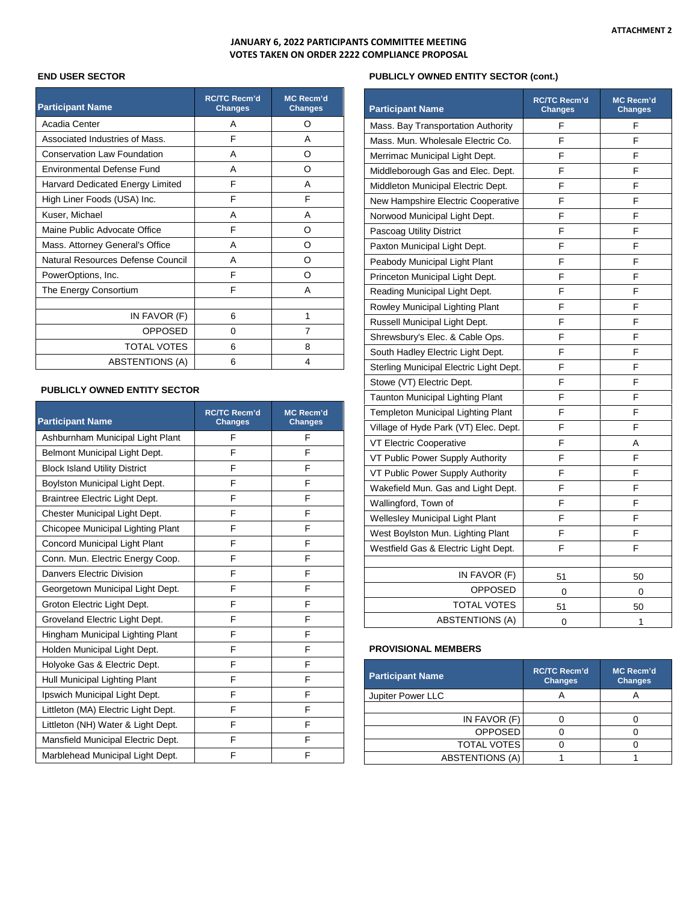ATTACHMENT 2

**JANUARY 6, 2022 PARTICIPANTS COMMITTEE MEETING**
**VOTES TAKEN ON ORDER 2222 COMPLIANCE PROPOSAL**

### END USER SECTOR

| Participant Name | RC/TC Recm'd Changes | MC Recm'd Changes |
|---|---|---|
| Acadia Center | A | O |
| Associated Industries of Mass. | F | A |
| Conservation Law Foundation | A | O |
| Environmental Defense Fund | A | O |
| Harvard Dedicated Energy Limited | F | A |
| High Liner Foods (USA) Inc. | F | F |
| Kuser, Michael | A | A |
| Maine Public Advocate Office | F | O |
| Mass. Attorney General's Office | A | O |
| Natural Resources Defense Council | A | O |
| PowerOptions, Inc. | F | O |
| The Energy Consortium | F | A |
| | | |
| IN FAVOR (F) | 6 | 1 |
| OPPOSED | 0 | 7 |
| TOTAL VOTES | 6 | 8 |
| ABSTENTIONS (A) | 6 | 4 |

### PUBLICLY OWNED ENTITY SECTOR

| Participant Name | RC/TC Recm'd Changes | MC Recm'd Changes |
|---|---|---|
| Ashburnham Municipal Light Plant | F | F |
| Belmont Municipal Light Dept. | F | F |
| Block Island Utility District | F | F |
| Boylston Municipal Light Dept. | F | F |
| Braintree Electric Light Dept. | F | F |
| Chester Municipal Light Dept. | F | F |
| Chicopee Municipal Lighting Plant | F | F |
| Concord Municipal Light Plant | F | F |
| Conn. Mun. Electric Energy Coop. | F | F |
| Danvers Electric Division | F | F |
| Georgetown Municipal Light Dept. | F | F |
| Groton Electric Light Dept. | F | F |
| Groveland Electric Light Dept. | F | F |
| Hingham Municipal Lighting Plant | F | F |
| Holden Municipal Light Dept. | F | F |
| Holyoke Gas & Electric Dept. | F | F |
| Hull Municipal Lighting Plant | F | F |
| Ipswich Municipal Light Dept. | F | F |
| Littleton (MA) Electric Light Dept. | F | F |
| Littleton (NH) Water & Light Dept. | F | F |
| Mansfield Municipal Electric Dept. | F | F |
| Marblehead Municipal Light Dept. | F | F |
| Mass. Bay Transportation Authority | F | F |
| Mass. Mun. Wholesale Electric Co. | F | F |
| Merrimac Municipal Light Dept. | F | F |
| Middleborough Gas and Elec. Dept. | F | F |
| Middleton Municipal Electric Dept. | F | F |
| New Hampshire Electric Cooperative | F | F |
| Norwood Municipal Light Dept. | F | F |
| Pascoag Utility District | F | F |
| Paxton Municipal Light Dept. | F | F |
| Peabody Municipal Light Plant | F | F |
| Princeton Municipal Light Dept. | F | F |
| Reading Municipal Light Dept. | F | F |
| Rowley Municipal Lighting Plant | F | F |
| Russell Municipal Light Dept. | F | F |
| Shrewsbury's Elec. & Cable Ops. | F | F |
| South Hadley Electric Light Dept. | F | F |
| Sterling Municipal Electric Light Dept. | F | F |
| Stowe (VT) Electric Dept. | F | F |
| Taunton Municipal Lighting Plant | F | F |
| Templeton Municipal Lighting Plant | F | F |
| Village of Hyde Park (VT) Elec. Dept. | F | F |
| VT Electric Cooperative | F | A |
| VT Public Power Supply Authority | F | F |
| VT Public Power Supply Authority | F | F |
| Wakefield Mun. Gas and Light Dept. | F | F |
| Wallingford, Town of | F | F |
| Wellesley Municipal Light Plant | F | F |
| West Boylston Mun. Lighting Plant | F | F |
| Westfield Gas & Electric Light Dept. | F | F |
| | | |
| IN FAVOR (F) | 51 | 50 |
| OPPOSED | 0 | 0 |
| TOTAL VOTES | 51 | 50 |
| ABSTENTIONS (A) | 0 | 1 |

### PROVISIONAL MEMBERS

| Participant Name | RC/TC Recm'd Changes | MC Recm'd Changes |
|---|---|---|
| Jupiter Power LLC | A | A |
| | | |
| IN FAVOR (F) | 0 | 0 |
| OPPOSED | 0 | 0 |
| TOTAL VOTES | 0 | 0 |
| ABSTENTIONS (A) | 1 | 1 |